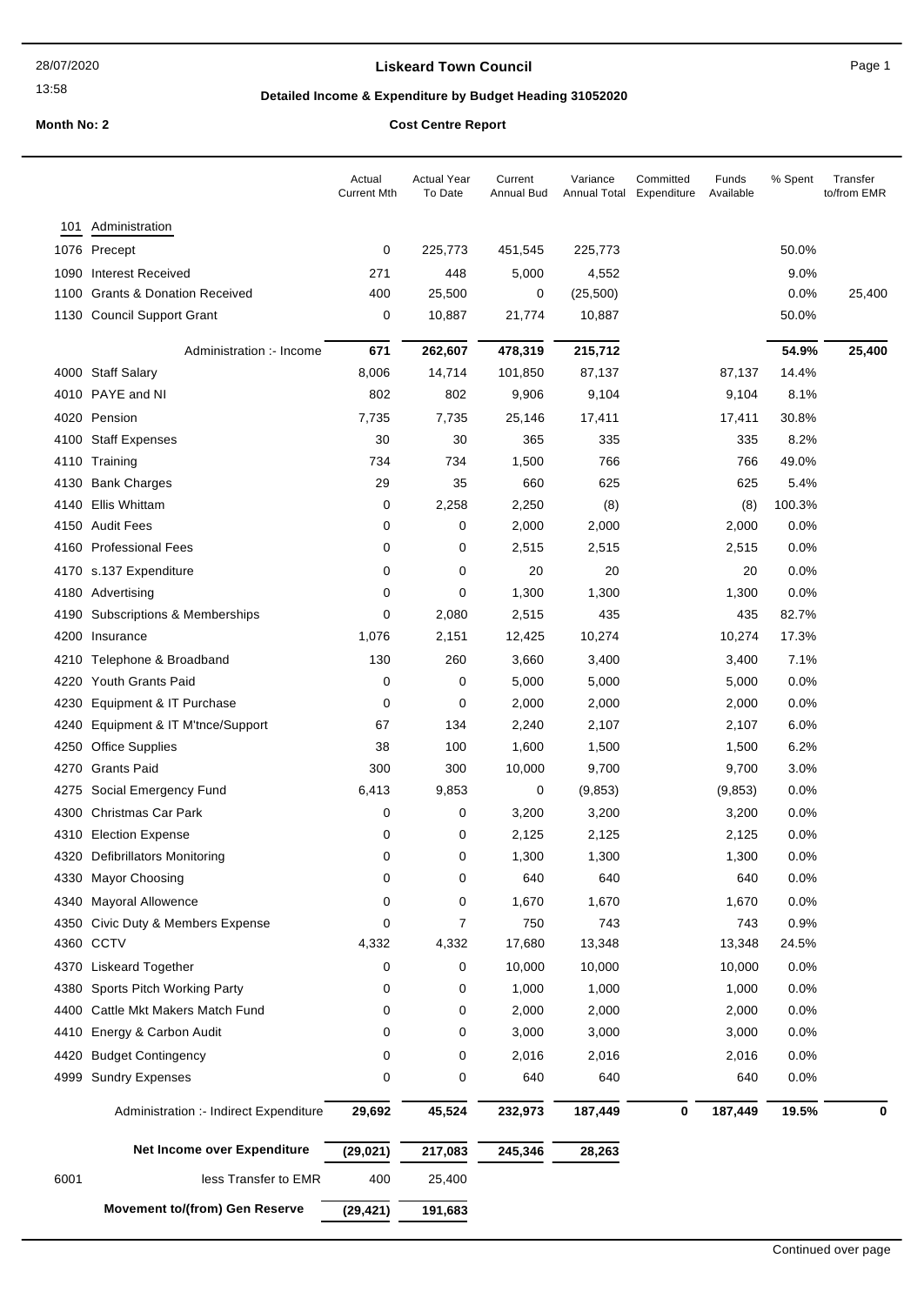**Liskeard Town Council**

28/07/2020

13:58

**Detailed Income & Expenditure by Budget Heading 31052020**

**Month No: 2**

**Cost Centre Report**

| | | Actual Current Mth | Actual Year To Date | Current Annual Bud | Variance Annual Total | Committed Expenditure | Funds Available | % Spent | Transfer to/from EMR |
|---|---|---|---|---|---|---|---|---|---|
| 101 | Administration | | | | | | | | |
| 1076 | Precept | 0 | 225,773 | 451,545 | 225,773 | | | 50.0% | |
| 1090 | Interest Received | 271 | 448 | 5,000 | 4,552 | | | 9.0% | |
| 1100 | Grants & Donation Received | 400 | 25,500 | 0 | (25,500) | | | 0.0% | 25,400 |
| 1130 | Council Support Grant | 0 | 10,887 | 21,774 | 10,887 | | | 50.0% | |
| | Administration :- Income | **671** | **262,607** | **478,319** | **215,712** | | | **54.9%** | **25,400** |
| 4000 | Staff Salary | 8,006 | 14,714 | 101,850 | 87,137 | | 87,137 | 14.4% | |
| 4010 | PAYE and NI | 802 | 802 | 9,906 | 9,104 | | 9,104 | 8.1% | |
| 4020 | Pension | 7,735 | 7,735 | 25,146 | 17,411 | | 17,411 | 30.8% | |
| 4100 | Staff Expenses | 30 | 30 | 365 | 335 | | 335 | 8.2% | |
| 4110 | Training | 734 | 734 | 1,500 | 766 | | 766 | 49.0% | |
| 4130 | Bank Charges | 29 | 35 | 660 | 625 | | 625 | 5.4% | |
| 4140 | Ellis Whittam | 0 | 2,258 | 2,250 | (8) | | (8) | 100.3% | |
| 4150 | Audit Fees | 0 | 0 | 2,000 | 2,000 | | 2,000 | 0.0% | |
| 4160 | Professional Fees | 0 | 0 | 2,515 | 2,515 | | 2,515 | 0.0% | |
| 4170 | s.137 Expenditure | 0 | 0 | 20 | 20 | | 20 | 0.0% | |
| 4180 | Advertising | 0 | 0 | 1,300 | 1,300 | | 1,300 | 0.0% | |
| 4190 | Subscriptions & Memberships | 0 | 2,080 | 2,515 | 435 | | 435 | 82.7% | |
| 4200 | Insurance | 1,076 | 2,151 | 12,425 | 10,274 | | 10,274 | 17.3% | |
| 4210 | Telephone & Broadband | 130 | 260 | 3,660 | 3,400 | | 3,400 | 7.1% | |
| 4220 | Youth Grants Paid | 0 | 0 | 5,000 | 5,000 | | 5,000 | 0.0% | |
| 4230 | Equipment & IT Purchase | 0 | 0 | 2,000 | 2,000 | | 2,000 | 0.0% | |
| 4240 | Equipment & IT M'tnce/Support | 67 | 134 | 2,240 | 2,107 | | 2,107 | 6.0% | |
| 4250 | Office Supplies | 38 | 100 | 1,600 | 1,500 | | 1,500 | 6.2% | |
| 4270 | Grants Paid | 300 | 300 | 10,000 | 9,700 | | 9,700 | 3.0% | |
| 4275 | Social Emergency Fund | 6,413 | 9,853 | 0 | (9,853) | | (9,853) | 0.0% | |
| 4300 | Christmas Car Park | 0 | 0 | 3,200 | 3,200 | | 3,200 | 0.0% | |
| 4310 | Election Expense | 0 | 0 | 2,125 | 2,125 | | 2,125 | 0.0% | |
| 4320 | Defibrillators Monitoring | 0 | 0 | 1,300 | 1,300 | | 1,300 | 0.0% | |
| 4330 | Mayor Choosing | 0 | 0 | 640 | 640 | | 640 | 0.0% | |
| 4340 | Mayoral Allowence | 0 | 0 | 1,670 | 1,670 | | 1,670 | 0.0% | |
| 4350 | Civic Duty & Members Expense | 0 | 7 | 750 | 743 | | 743 | 0.9% | |
| 4360 | CCTV | 4,332 | 4,332 | 17,680 | 13,348 | | 13,348 | 24.5% | |
| 4370 | Liskeard Together | 0 | 0 | 10,000 | 10,000 | | 10,000 | 0.0% | |
| 4380 | Sports Pitch Working Party | 0 | 0 | 1,000 | 1,000 | | 1,000 | 0.0% | |
| 4400 | Cattle Mkt Makers Match Fund | 0 | 0 | 2,000 | 2,000 | | 2,000 | 0.0% | |
| 4410 | Energy & Carbon Audit | 0 | 0 | 3,000 | 3,000 | | 3,000 | 0.0% | |
| 4420 | Budget Contingency | 0 | 0 | 2,016 | 2,016 | | 2,016 | 0.0% | |
| 4999 | Sundry Expenses | 0 | 0 | 640 | 640 | | 640 | 0.0% | |
| | Administration :- Indirect Expenditure | **29,692** | **45,524** | **232,973** | **187,449** | **0** | **187,449** | **19.5%** | **0** |
| | **Net Income over Expenditure** | **(29,021)** | **217,083** | **245,346** | **28,263** | | | | |
| 6001 | less Transfer to EMR | 400 | 25,400 | | | | | | |
| | **Movement to/(from) Gen Reserve** | **(29,421)** | **191,683** | | | | | | |

Continued over page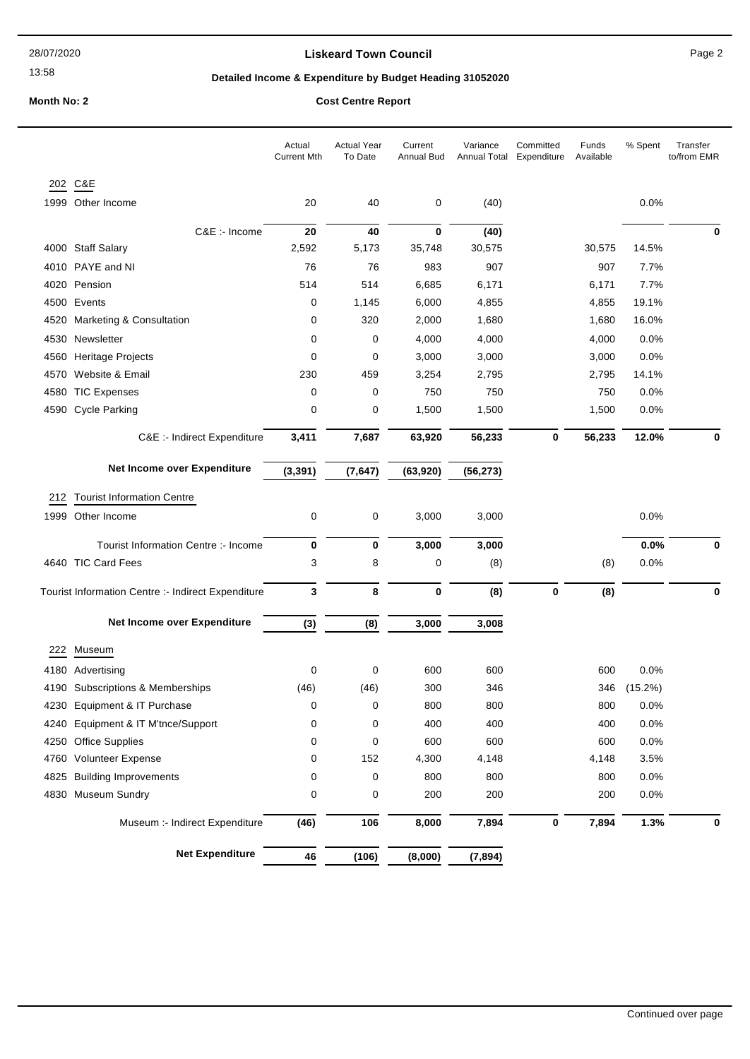# Liskeard Town Council

## Detailed Income & Expenditure by Budget Heading 31052020

**Month No: 2** — **Cost Centre Report**

| | | Actual Current Mth | Actual Year To Date | Current Annual Bud | Variance Annual Total | Committed Expenditure | Funds Available | % Spent | Transfer to/from EMR |
|---|---|---|---|---|---|---|---|---|---|
| **202** | **C&E** | | | | | | | | |
| 1999 | Other Income | 20 | 40 | 0 | (40) | | | 0.0% | |
| | C&E :- Income | **20** | **40** | **0** | **(40)** | | | | **0** |
| 4000 | Staff Salary | 2,592 | 5,173 | 35,748 | 30,575 | | 30,575 | 14.5% | |
| 4010 | PAYE and NI | 76 | 76 | 983 | 907 | | 907 | 7.7% | |
| 4020 | Pension | 514 | 514 | 6,685 | 6,171 | | 6,171 | 7.7% | |
| 4500 | Events | 0 | 1,145 | 6,000 | 4,855 | | 4,855 | 19.1% | |
| 4520 | Marketing & Consultation | 0 | 320 | 2,000 | 1,680 | | 1,680 | 16.0% | |
| 4530 | Newsletter | 0 | 0 | 4,000 | 4,000 | | 4,000 | 0.0% | |
| 4560 | Heritage Projects | 0 | 0 | 3,000 | 3,000 | | 3,000 | 0.0% | |
| 4570 | Website & Email | 230 | 459 | 3,254 | 2,795 | | 2,795 | 14.1% | |
| 4580 | TIC Expenses | 0 | 0 | 750 | 750 | | 750 | 0.0% | |
| 4590 | Cycle Parking | 0 | 0 | 1,500 | 1,500 | | 1,500 | 0.0% | |
| | C&E :- Indirect Expenditure | **3,411** | **7,687** | **63,920** | **56,233** | **0** | **56,233** | **12.0%** | **0** |
| | **Net Income over Expenditure** | **(3,391)** | **(7,647)** | **(63,920)** | **(56,273)** | | | | |
| **212** | **Tourist Information Centre** | | | | | | | | |
| 1999 | Other Income | 0 | 0 | 3,000 | 3,000 | | | 0.0% | |
| | Tourist Information Centre :- Income | **0** | **0** | **3,000** | **3,000** | | | **0.0%** | **0** |
| 4640 | TIC Card Fees | 3 | 8 | 0 | (8) | | (8) | 0.0% | |
| | Tourist Information Centre :- Indirect Expenditure | **3** | **8** | **0** | **(8)** | **0** | **(8)** | | **0** |
| | **Net Income over Expenditure** | **(3)** | **(8)** | **3,000** | **3,008** | | | | |
| **222** | **Museum** | | | | | | | | |
| 4180 | Advertising | 0 | 0 | 600 | 600 | | 600 | 0.0% | |
| 4190 | Subscriptions & Memberships | (46) | (46) | 300 | 346 | | 346 | (15.2%) | |
| 4230 | Equipment & IT Purchase | 0 | 0 | 800 | 800 | | 800 | 0.0% | |
| 4240 | Equipment & IT M'tnce/Support | 0 | 0 | 400 | 400 | | 400 | 0.0% | |
| 4250 | Office Supplies | 0 | 0 | 600 | 600 | | 600 | 0.0% | |
| 4760 | Volunteer Expense | 0 | 152 | 4,300 | 4,148 | | 4,148 | 3.5% | |
| 4825 | Building Improvements | 0 | 0 | 800 | 800 | | 800 | 0.0% | |
| 4830 | Museum Sundry | 0 | 0 | 200 | 200 | | 200 | 0.0% | |
| | Museum :- Indirect Expenditure | **(46)** | **106** | **8,000** | **7,894** | **0** | **7,894** | **1.3%** | **0** |
| | **Net Expenditure** | **46** | **(106)** | **(8,000)** | **(7,894)** | | | | |

Continued over page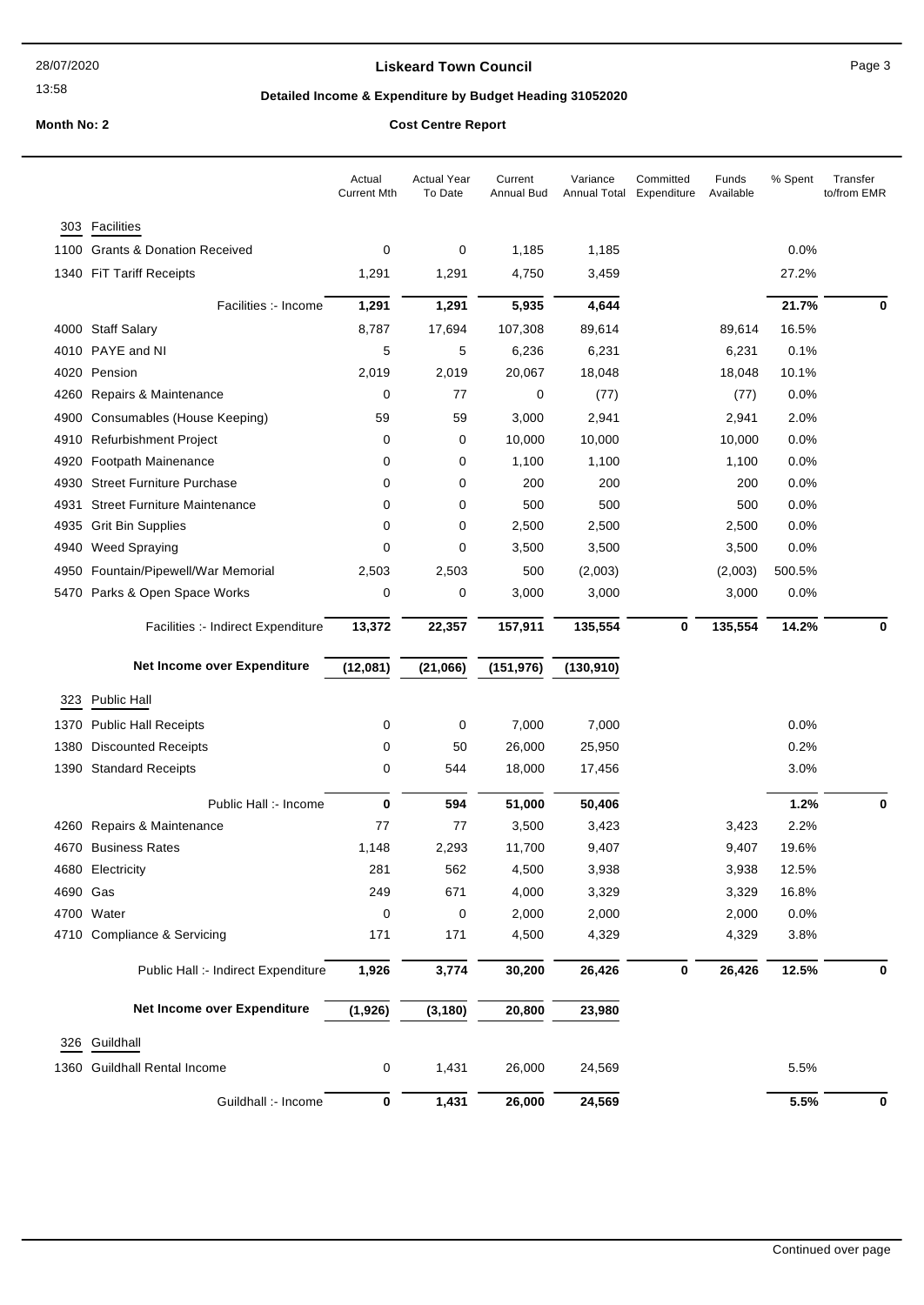**Liskeard Town Council**

**Detailed Income & Expenditure by Budget Heading 31052020**

**Month No: 2** **Cost Centre Report**

| | | Actual Current Mth | Actual Year To Date | Current Annual Bud | Variance Annual Total | Committed Expenditure | Funds Available | % Spent | Transfer to/from EMR |
|---|---|---|---|---|---|---|---|---|---|
| 303 | Facilities | | | | | | | | |
| 1100 | Grants & Donation Received | 0 | 0 | 1,185 | 1,185 | | | 0.0% | |
| 1340 | FiT Tariff Receipts | 1,291 | 1,291 | 4,750 | 3,459 | | | 27.2% | |
| | Facilities :- Income | **1,291** | **1,291** | **5,935** | **4,644** | | | **21.7%** | **0** |
| 4000 | Staff Salary | 8,787 | 17,694 | 107,308 | 89,614 | | 89,614 | 16.5% | |
| 4010 | PAYE and NI | 5 | 5 | 6,236 | 6,231 | | 6,231 | 0.1% | |
| 4020 | Pension | 2,019 | 2,019 | 20,067 | 18,048 | | 18,048 | 10.1% | |
| 4260 | Repairs & Maintenance | 0 | 77 | 0 | (77) | | (77) | 0.0% | |
| 4900 | Consumables (House Keeping) | 59 | 59 | 3,000 | 2,941 | | 2,941 | 2.0% | |
| 4910 | Refurbishment Project | 0 | 0 | 10,000 | 10,000 | | 10,000 | 0.0% | |
| 4920 | Footpath Mainenance | 0 | 0 | 1,100 | 1,100 | | 1,100 | 0.0% | |
| 4930 | Street Furniture Purchase | 0 | 0 | 200 | 200 | | 200 | 0.0% | |
| 4931 | Street Furniture Maintenance | 0 | 0 | 500 | 500 | | 500 | 0.0% | |
| 4935 | Grit Bin Supplies | 0 | 0 | 2,500 | 2,500 | | 2,500 | 0.0% | |
| 4940 | Weed Spraying | 0 | 0 | 3,500 | 3,500 | | 3,500 | 0.0% | |
| 4950 | Fountain/Pipewell/War Memorial | 2,503 | 2,503 | 500 | (2,003) | | (2,003) | 500.5% | |
| 5470 | Parks & Open Space Works | 0 | 0 | 3,000 | 3,000 | | 3,000 | 0.0% | |
| | Facilities :- Indirect Expenditure | **13,372** | **22,357** | **157,911** | **135,554** | **0** | **135,554** | **14.2%** | **0** |
| | **Net Income over Expenditure** | **(12,081)** | **(21,066)** | **(151,976)** | **(130,910)** | | | | |
| 323 | Public Hall | | | | | | | | |
| 1370 | Public Hall Receipts | 0 | 0 | 7,000 | 7,000 | | | 0.0% | |
| 1380 | Discounted Receipts | 0 | 50 | 26,000 | 25,950 | | | 0.2% | |
| 1390 | Standard Receipts | 0 | 544 | 18,000 | 17,456 | | | 3.0% | |
| | Public Hall :- Income | **0** | **594** | **51,000** | **50,406** | | | **1.2%** | **0** |
| 4260 | Repairs & Maintenance | 77 | 77 | 3,500 | 3,423 | | 3,423 | 2.2% | |
| 4670 | Business Rates | 1,148 | 2,293 | 11,700 | 9,407 | | 9,407 | 19.6% | |
| 4680 | Electricity | 281 | 562 | 4,500 | 3,938 | | 3,938 | 12.5% | |
| 4690 | Gas | 249 | 671 | 4,000 | 3,329 | | 3,329 | 16.8% | |
| 4700 | Water | 0 | 0 | 2,000 | 2,000 | | 2,000 | 0.0% | |
| 4710 | Compliance & Servicing | 171 | 171 | 4,500 | 4,329 | | 4,329 | 3.8% | |
| | Public Hall :- Indirect Expenditure | **1,926** | **3,774** | **30,200** | **26,426** | **0** | **26,426** | **12.5%** | **0** |
| | **Net Income over Expenditure** | **(1,926)** | **(3,180)** | **20,800** | **23,980** | | | | |
| 326 | Guildhall | | | | | | | | |
| 1360 | Guildhall Rental Income | 0 | 1,431 | 26,000 | 24,569 | | | 5.5% | |
| | Guildhall :- Income | **0** | **1,431** | **26,000** | **24,569** | | | **5.5%** | **0** |

Continued over page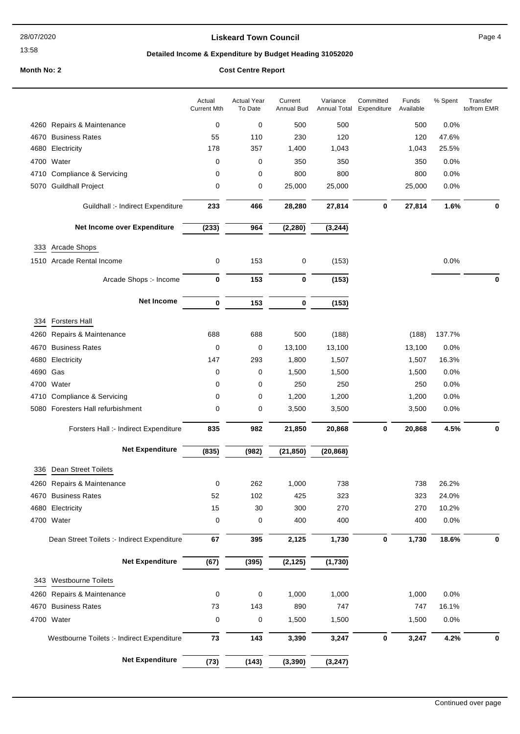**Liskeard Town Council**

**Detailed Income & Expenditure by Budget Heading 31052020**

**Month No: 2** **Cost Centre Report**

| | Actual Current Mth | Actual Year To Date | Current Annual Bud | Variance Annual Total | Committed Expenditure | Funds Available | % Spent | Transfer to/from EMR |
|---|---|---|---|---|---|---|---|---|
| 4260 Repairs & Maintenance | 0 | 0 | 500 | 500 | | 500 | 0.0% | |
| 4670 Business Rates | 55 | 110 | 230 | 120 | | 120 | 47.6% | |
| 4680 Electricity | 178 | 357 | 1,400 | 1,043 | | 1,043 | 25.5% | |
| 4700 Water | 0 | 0 | 350 | 350 | | 350 | 0.0% | |
| 4710 Compliance & Servicing | 0 | 0 | 800 | 800 | | 800 | 0.0% | |
| 5070 Guildhall Project | 0 | 0 | 25,000 | 25,000 | | 25,000 | 0.0% | |
| Guildhall :- Indirect Expenditure | **233** | **466** | **28,280** | **27,814** | **0** | **27,814** | **1.6%** | **0** |
| **Net Income over Expenditure** | **(233)** | **964** | **(2,280)** | **(3,244)** | | | | |
| **333 Arcade Shops** | | | | | | | | |
| 1510 Arcade Rental Income | 0 | 153 | 0 | (153) | | | 0.0% | |
| Arcade Shops :- Income | **0** | **153** | **0** | **(153)** | | | | **0** |
| **Net Income** | **0** | **153** | **0** | **(153)** | | | | |
| **334 Forsters Hall** | | | | | | | | |
| 4260 Repairs & Maintenance | 688 | 688 | 500 | (188) | | (188) | 137.7% | |
| 4670 Business Rates | 0 | 0 | 13,100 | 13,100 | | 13,100 | 0.0% | |
| 4680 Electricity | 147 | 293 | 1,800 | 1,507 | | 1,507 | 16.3% | |
| 4690 Gas | 0 | 0 | 1,500 | 1,500 | | 1,500 | 0.0% | |
| 4700 Water | 0 | 0 | 250 | 250 | | 250 | 0.0% | |
| 4710 Compliance & Servicing | 0 | 0 | 1,200 | 1,200 | | 1,200 | 0.0% | |
| 5080 Foresters Hall refurbishment | 0 | 0 | 3,500 | 3,500 | | 3,500 | 0.0% | |
| Forsters Hall :- Indirect Expenditure | **835** | **982** | **21,850** | **20,868** | **0** | **20,868** | **4.5%** | **0** |
| **Net Expenditure** | **(835)** | **(982)** | **(21,850)** | **(20,868)** | | | | |
| **336 Dean Street Toilets** | | | | | | | | |
| 4260 Repairs & Maintenance | 0 | 262 | 1,000 | 738 | | 738 | 26.2% | |
| 4670 Business Rates | 52 | 102 | 425 | 323 | | 323 | 24.0% | |
| 4680 Electricity | 15 | 30 | 300 | 270 | | 270 | 10.2% | |
| 4700 Water | 0 | 0 | 400 | 400 | | 400 | 0.0% | |
| Dean Street Toilets :- Indirect Expenditure | **67** | **395** | **2,125** | **1,730** | **0** | **1,730** | **18.6%** | **0** |
| **Net Expenditure** | **(67)** | **(395)** | **(2,125)** | **(1,730)** | | | | |
| **343 Westbourne Toilets** | | | | | | | | |
| 4260 Repairs & Maintenance | 0 | 0 | 1,000 | 1,000 | | 1,000 | 0.0% | |
| 4670 Business Rates | 73 | 143 | 890 | 747 | | 747 | 16.1% | |
| 4700 Water | 0 | 0 | 1,500 | 1,500 | | 1,500 | 0.0% | |
| Westbourne Toilets :- Indirect Expenditure | **73** | **143** | **3,390** | **3,247** | **0** | **3,247** | **4.2%** | **0** |
| **Net Expenditure** | **(73)** | **(143)** | **(3,390)** | **(3,247)** | | | | |

Continued over page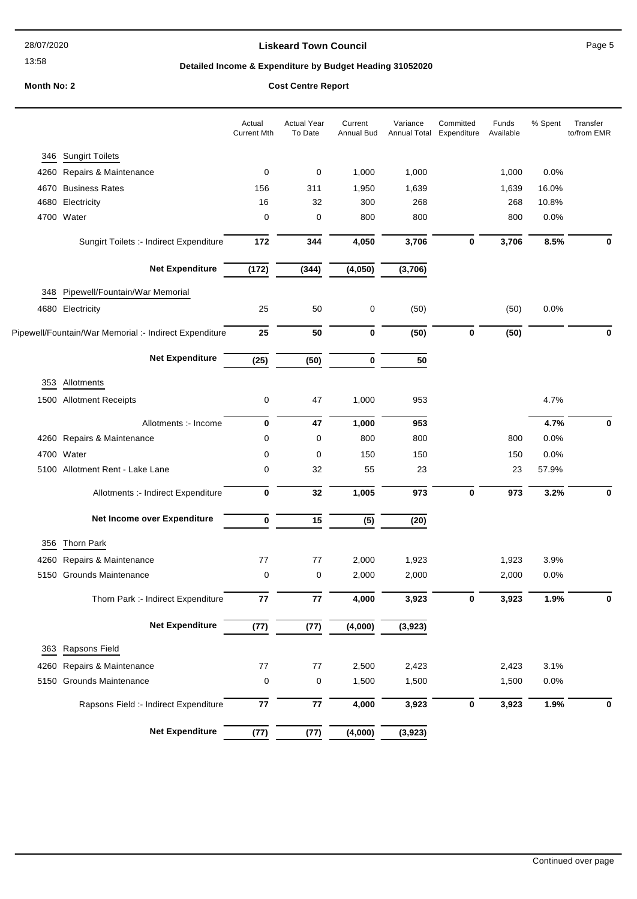# Liskeard Town Council

## Detailed Income & Expenditure by Budget Heading 31052020

**Month No: 2** **Cost Centre Report**

| | | Actual Current Mth | Actual Year To Date | Current Annual Bud | Variance Annual Total | Committed Expenditure | Funds Available | % Spent | Transfer to/from EMR |
|---|---|---|---|---|---|---|---|---|---|
| **346** | **Sungirt Toilets** | | | | | | | | |
| 4260 | Repairs & Maintenance | 0 | 0 | 1,000 | 1,000 | | 1,000 | 0.0% | |
| 4670 | Business Rates | 156 | 311 | 1,950 | 1,639 | | 1,639 | 16.0% | |
| 4680 | Electricity | 16 | 32 | 300 | 268 | | 268 | 10.8% | |
| 4700 | Water | 0 | 0 | 800 | 800 | | 800 | 0.0% | |
| | Sungirt Toilets :- Indirect Expenditure | **172** | **344** | **4,050** | **3,706** | **0** | **3,706** | **8.5%** | **0** |
| | **Net Expenditure** | **(172)** | **(344)** | **(4,050)** | **(3,706)** | | | | |
| **348** | **Pipewell/Fountain/War Memorial** | | | | | | | | |
| 4680 | Electricity | 25 | 50 | 0 | (50) | | (50) | 0.0% | |
| | Pipewell/Fountain/War Memorial :- Indirect Expenditure | **25** | **50** | **0** | **(50)** | **0** | **(50)** | | **0** |
| | **Net Expenditure** | **(25)** | **(50)** | **0** | **50** | | | | |
| **353** | **Allotments** | | | | | | | | |
| 1500 | Allotment Receipts | 0 | 47 | 1,000 | 953 | | | 4.7% | |
| | Allotments :- Income | **0** | **47** | **1,000** | **953** | | | **4.7%** | **0** |
| 4260 | Repairs & Maintenance | 0 | 0 | 800 | 800 | | 800 | 0.0% | |
| 4700 | Water | 0 | 0 | 150 | 150 | | 150 | 0.0% | |
| 5100 | Allotment Rent - Lake Lane | 0 | 32 | 55 | 23 | | 23 | 57.9% | |
| | Allotments :- Indirect Expenditure | **0** | **32** | **1,005** | **973** | **0** | **973** | **3.2%** | **0** |
| | **Net Income over Expenditure** | **0** | **15** | **(5)** | **(20)** | | | | |
| **356** | **Thorn Park** | | | | | | | | |
| 4260 | Repairs & Maintenance | 77 | 77 | 2,000 | 1,923 | | 1,923 | 3.9% | |
| 5150 | Grounds Maintenance | 0 | 0 | 2,000 | 2,000 | | 2,000 | 0.0% | |
| | Thorn Park :- Indirect Expenditure | **77** | **77** | **4,000** | **3,923** | **0** | **3,923** | **1.9%** | **0** |
| | **Net Expenditure** | **(77)** | **(77)** | **(4,000)** | **(3,923)** | | | | |
| **363** | **Rapsons Field** | | | | | | | | |
| 4260 | Repairs & Maintenance | 77 | 77 | 2,500 | 2,423 | | 2,423 | 3.1% | |
| 5150 | Grounds Maintenance | 0 | 0 | 1,500 | 1,500 | | 1,500 | 0.0% | |
| | Rapsons Field :- Indirect Expenditure | **77** | **77** | **4,000** | **3,923** | **0** | **3,923** | **1.9%** | **0** |
| | **Net Expenditure** | **(77)** | **(77)** | **(4,000)** | **(3,923)** | | | | |

Continued over page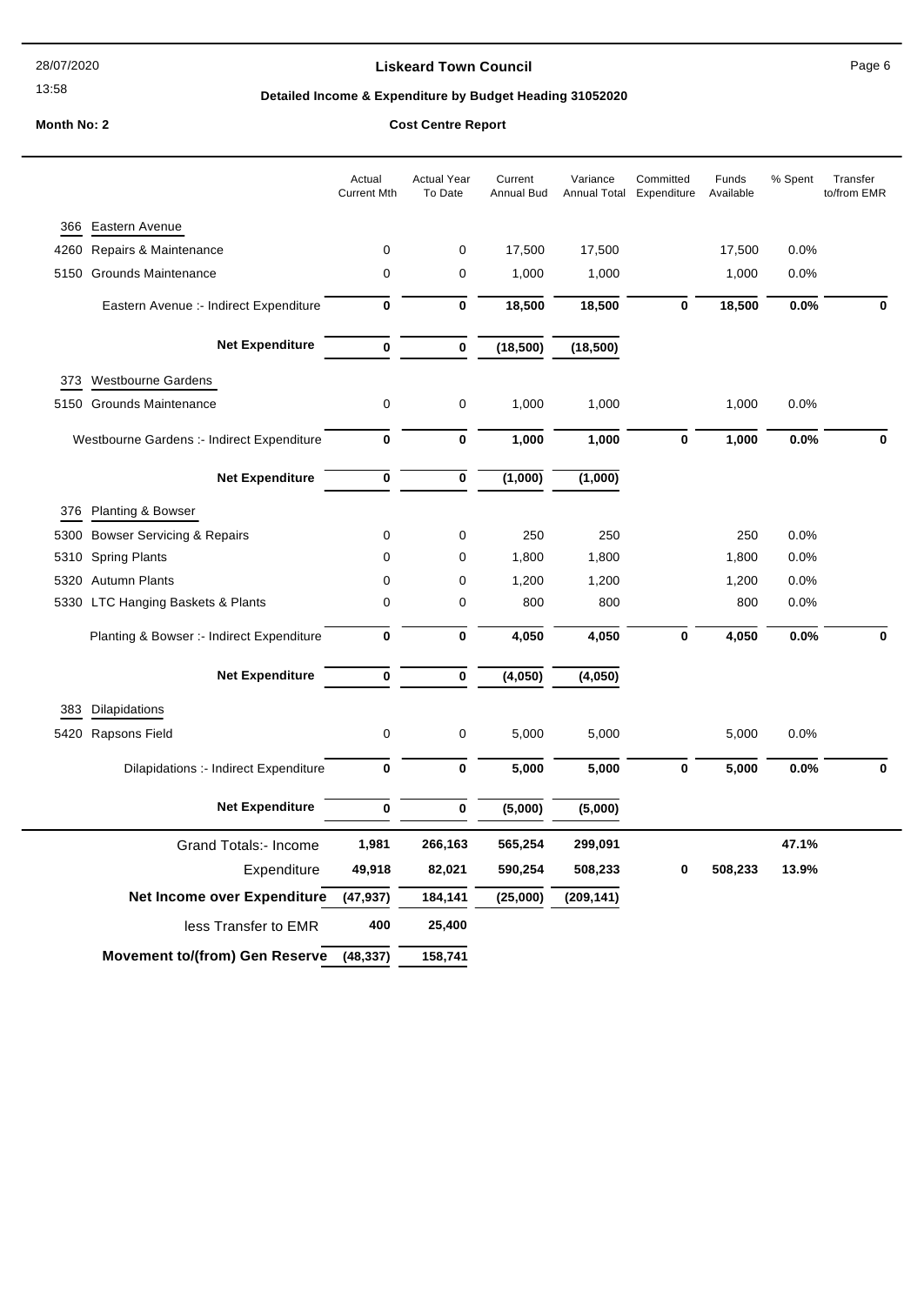**Liskeard Town Council**

**Detailed Income & Expenditure by Budget Heading 31052020**

**Month No: 2** | **Cost Centre Report**

| | | Actual Current Mth | Actual Year To Date | Current Annual Bud | Variance Annual Total | Committed Expenditure | Funds Available | % Spent | Transfer to/from EMR |
|---|---|---|---|---|---|---|---|---|---|
| 366 | Eastern Avenue | | | | | | | | |
| 4260 | Repairs & Maintenance | 0 | 0 | 17,500 | 17,500 | | 17,500 | 0.0% | |
| 5150 | Grounds Maintenance | 0 | 0 | 1,000 | 1,000 | | 1,000 | 0.0% | |
| | Eastern Avenue :- Indirect Expenditure | **0** | **0** | **18,500** | **18,500** | **0** | **18,500** | **0.0%** | **0** |
| | **Net Expenditure** | **0** | **0** | **(18,500)** | **(18,500)** | | | | |
| 373 | Westbourne Gardens | | | | | | | | |
| 5150 | Grounds Maintenance | 0 | 0 | 1,000 | 1,000 | | 1,000 | 0.0% | |
| | Westbourne Gardens :- Indirect Expenditure | **0** | **0** | **1,000** | **1,000** | **0** | **1,000** | **0.0%** | **0** |
| | **Net Expenditure** | **0** | **0** | **(1,000)** | **(1,000)** | | | | |
| 376 | Planting & Bowser | | | | | | | | |
| 5300 | Bowser Servicing & Repairs | 0 | 0 | 250 | 250 | | 250 | 0.0% | |
| 5310 | Spring Plants | 0 | 0 | 1,800 | 1,800 | | 1,800 | 0.0% | |
| 5320 | Autumn Plants | 0 | 0 | 1,200 | 1,200 | | 1,200 | 0.0% | |
| 5330 | LTC Hanging Baskets & Plants | 0 | 0 | 800 | 800 | | 800 | 0.0% | |
| | Planting & Bowser :- Indirect Expenditure | **0** | **0** | **4,050** | **4,050** | **0** | **4,050** | **0.0%** | **0** |
| | **Net Expenditure** | **0** | **0** | **(4,050)** | **(4,050)** | | | | |
| 383 | Dilapidations | | | | | | | | |
| 5420 | Rapsons Field | 0 | 0 | 5,000 | 5,000 | | 5,000 | 0.0% | |
| | Dilapidations :- Indirect Expenditure | **0** | **0** | **5,000** | **5,000** | **0** | **5,000** | **0.0%** | **0** |
| | **Net Expenditure** | **0** | **0** | **(5,000)** | **(5,000)** | | | | |
| | Grand Totals:- Income | **1,981** | **266,163** | **565,254** | **299,091** | | | **47.1%** | |
| | Expenditure | **49,918** | **82,021** | **590,254** | **508,233** | **0** | **508,233** | **13.9%** | |
| | **Net Income over Expenditure** | **(47,937)** | **184,141** | **(25,000)** | **(209,141)** | | | | |
| | less Transfer to EMR | **400** | **25,400** | | | | | | |
| | **Movement to/(from) Gen Reserve** | **(48,337)** | **158,741** | | | | | | |